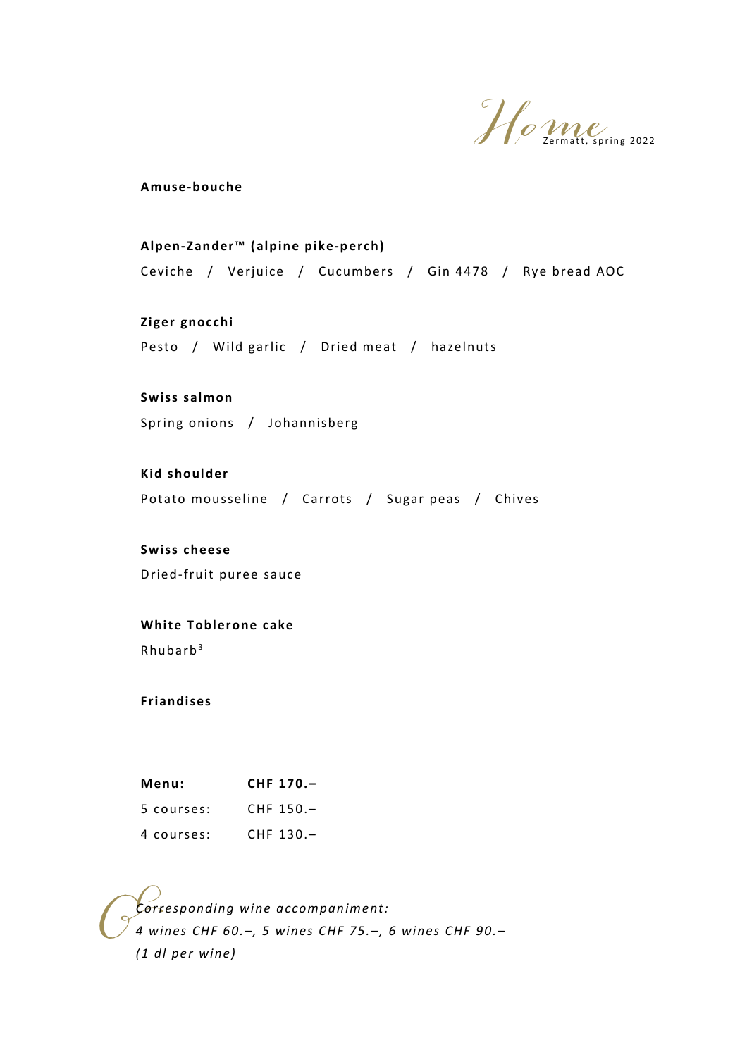Home
Zermatt, spring 2022

**Amuse-bouche**

**Alpen-Zander™ (alpine pike-perch)**
Ceviche / Verjuice / Cucumbers / Gin 4478 / Rye bread AOC

**Ziger gnocchi**
Pesto / Wild garlic / Dried meat / hazelnuts

**Swiss salmon**
Spring onions / Johannisberg

**Kid shoulder**
Potato mousseline / Carrots / Sugar peas / Chives

**Swiss cheese**
Dried-fruit puree sauce

**White Toblerone cake**
Rhubarb[3]

**Friandises**

| **Menu:** | **CHF 170.–** |
|---|---|
| 5 courses: | CHF 150.– |
| 4 courses: | CHF 130.– |

*Corresponding wine accompaniment:*
*4 wines CHF 60.–, 5 wines CHF 75.–, 6 wines CHF 90.–*
*(1 dl per wine)*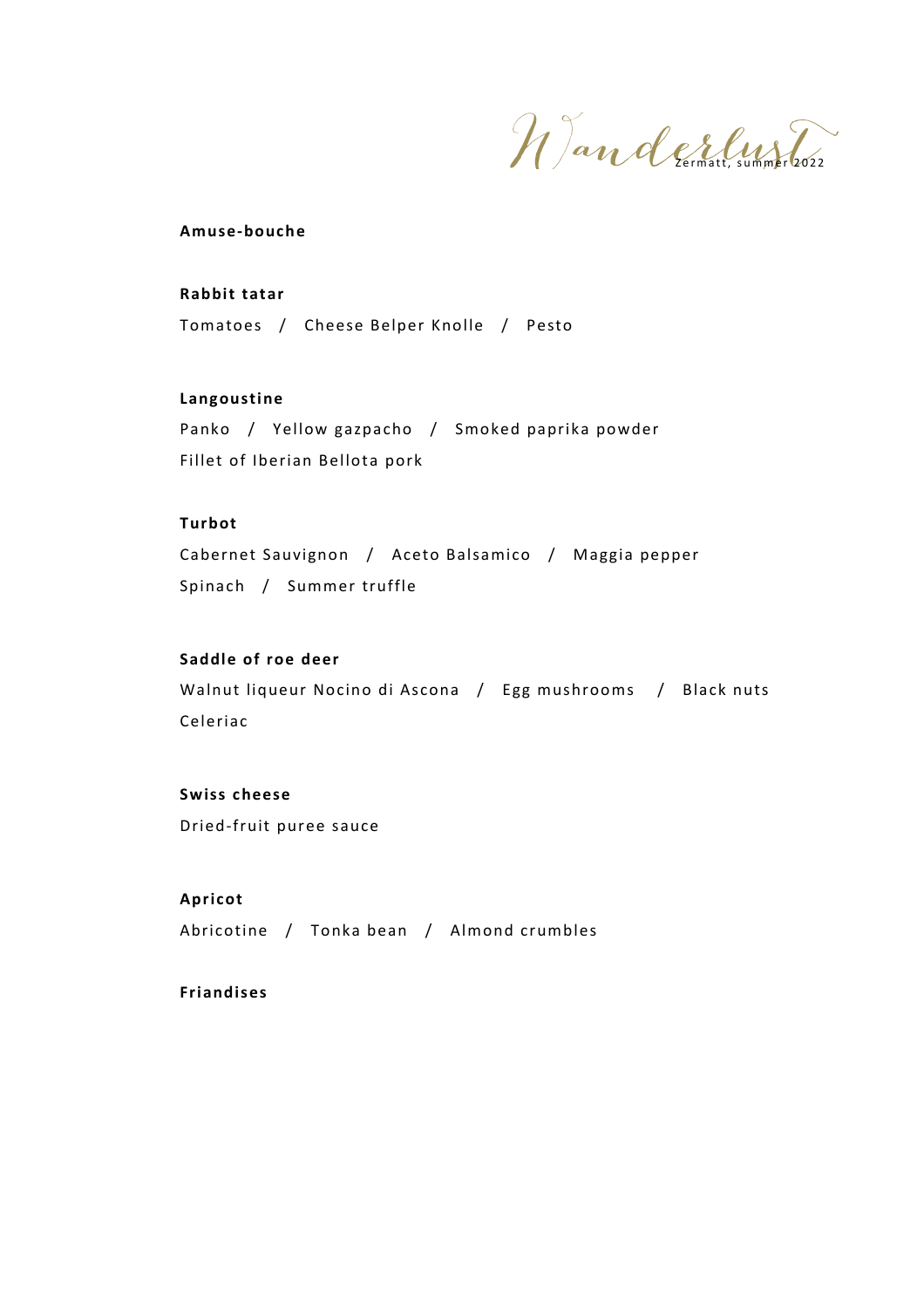Wanderlust

Zermatt, summer 2022

**Amuse-bouche**

**Rabbit tatar**

Tomatoes / Cheese Belper Knolle / Pesto

**Langoustine**

Panko / Yellow gazpacho / Smoked paprika powder

Fillet of Iberian Bellota pork

**Turbot**

Cabernet Sauvignon / Aceto Balsamico / Maggia pepper

Spinach / Summer truffle

**Saddle of roe deer**

Walnut liqueur Nocino di Ascona / Egg mushrooms / Black nuts

Celeriac

**Swiss cheese**

Dried-fruit puree sauce

**Apricot**

Abricotine / Tonka bean / Almond crumbles

**Friandises**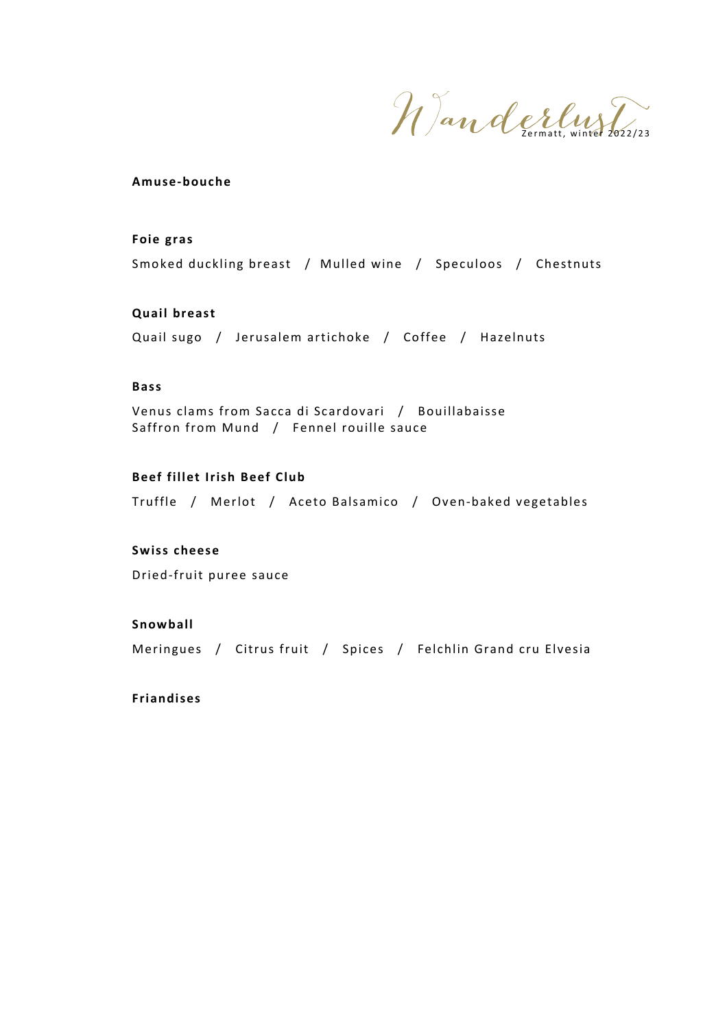Wanderlust
Zermatt, winter 2022/23

**Amuse-bouche**

**Foie gras**

Smoked duckling breast / Mulled wine / Speculoos / Chestnuts

**Quail breast**

Quail sugo / Jerusalem artichoke / Coffee / Hazelnuts

**Bass**

Venus clams from Sacca di Scardovari / Bouillabaisse
Saffron from Mund / Fennel rouille sauce

**Beef fillet Irish Beef Club**

Truffle / Merlot / Aceto Balsamico / Oven-baked vegetables

**Swiss cheese**

Dried-fruit puree sauce

**Snowball**

Meringues / Citrus fruit / Spices / Felchlin Grand cru Elvesia

**Friandises**